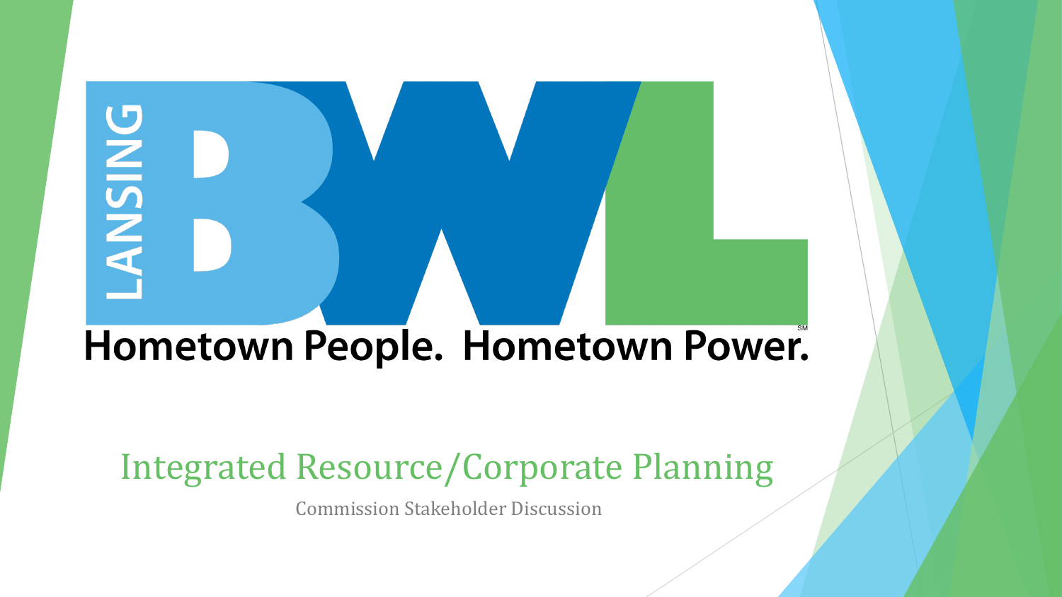LANSING BWL

Hometown People. Hometown Power.[SM]

# Integrated Resource/Corporate Planning

Commission Stakeholder Discussion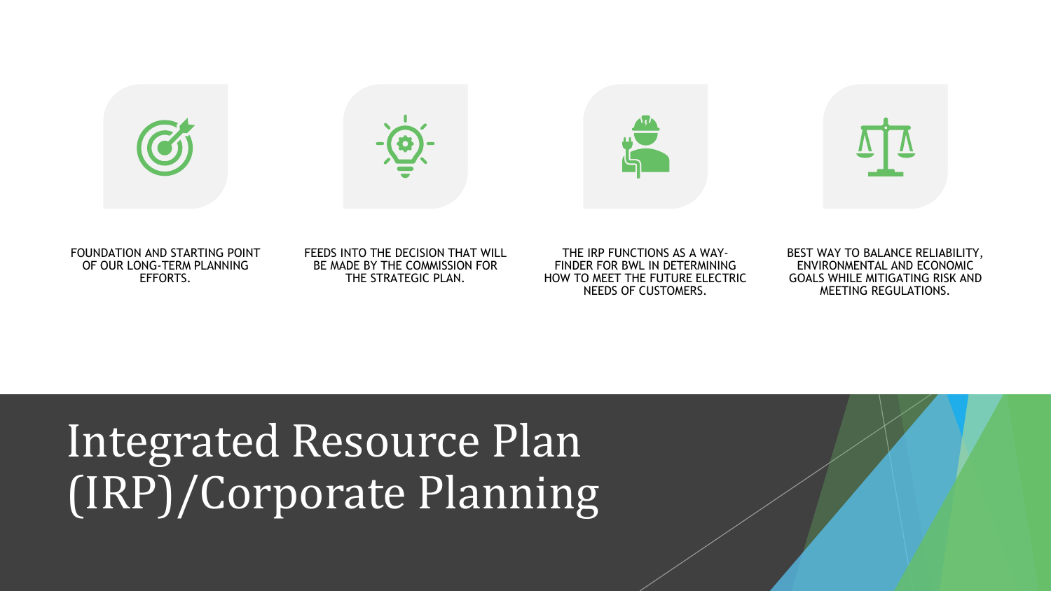# Integrated Resource Plan (IRP)/Corporate Planning

- FOUNDATION AND STARTING POINT OF OUR LONG-TERM PLANNING EFFORTS.
- FEEDS INTO THE DECISION THAT WILL BE MADE BY THE COMMISSION FOR THE STRATEGIC PLAN.
- THE IRP FUNCTIONS AS A WAY-FINDER FOR BWL IN DETERMINING HOW TO MEET THE FUTURE ELECTRIC NEEDS OF CUSTOMERS.
- BEST WAY TO BALANCE RELIABILITY, ENVIRONMENTAL AND ECONOMIC GOALS WHILE MITIGATING RISK AND MEETING REGULATIONS.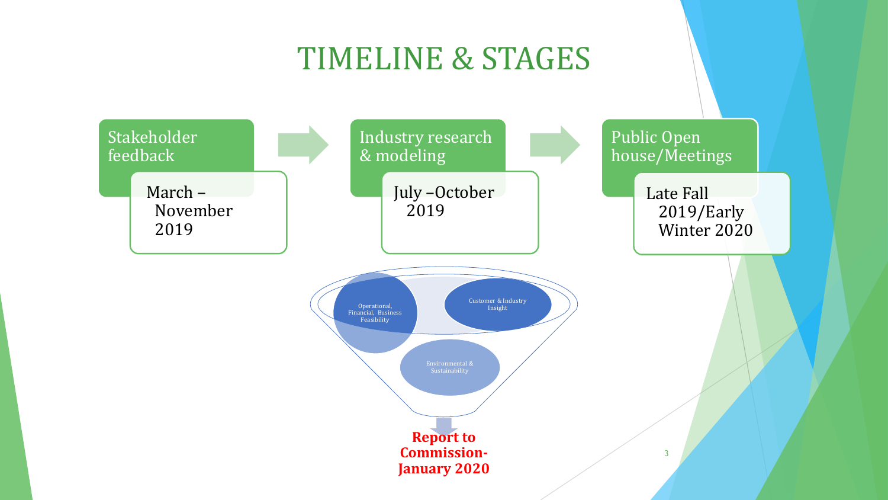# TIMELINE & STAGES

- **Stakeholder feedback** — March – November 2019
- **Industry research & modeling** — July –October 2019
- **Public Open house/Meetings** — Late Fall 2019/Early Winter 2020

Operational, Financial, Business Feasibility

Customer & Industry Insight

Environmental & Sustainability

**Report to Commission- January 2020**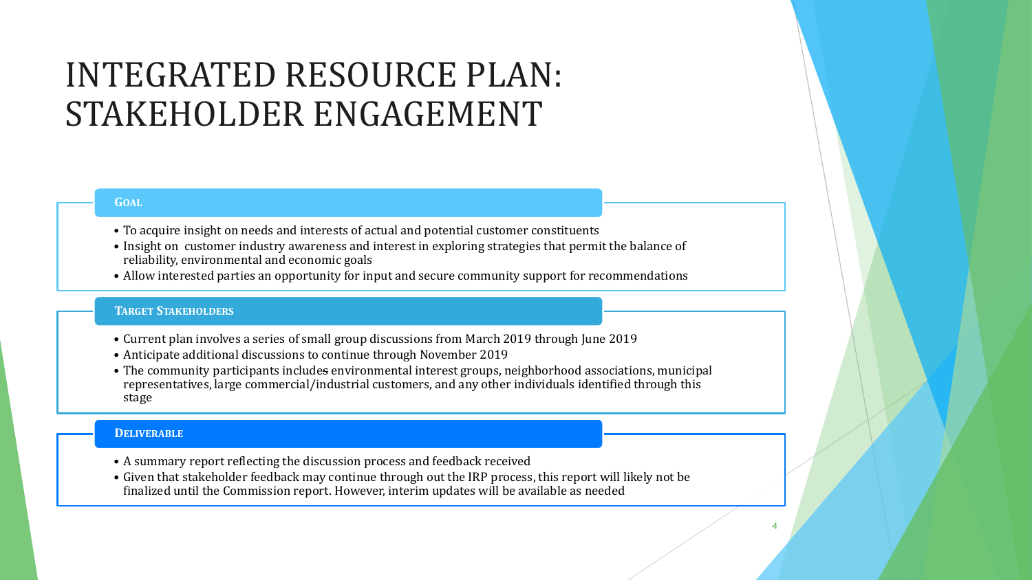# INTEGRATED RESOURCE PLAN: STAKEHOLDER ENGAGEMENT

## GOAL

- To acquire insight on needs and interests of actual and potential customer constituents
- Insight on customer industry awareness and interest in exploring strategies that permit the balance of reliability, environmental and economic goals
- Allow interested parties an opportunity for input and secure community support for recommendations

## TARGET STAKEHOLDERS

- Current plan involves a series of small group discussions from March 2019 through June 2019
- Anticipate additional discussions to continue through November 2019
- The community participants includes environmental interest groups, neighborhood associations, municipal representatives, large commercial/industrial customers, and any other individuals identified through this stage

## DELIVERABLE

- A summary report reflecting the discussion process and feedback received
- Given that stakeholder feedback may continue through out the IRP process, this report will likely not be finalized until the Commission report. However, interim updates will be available as needed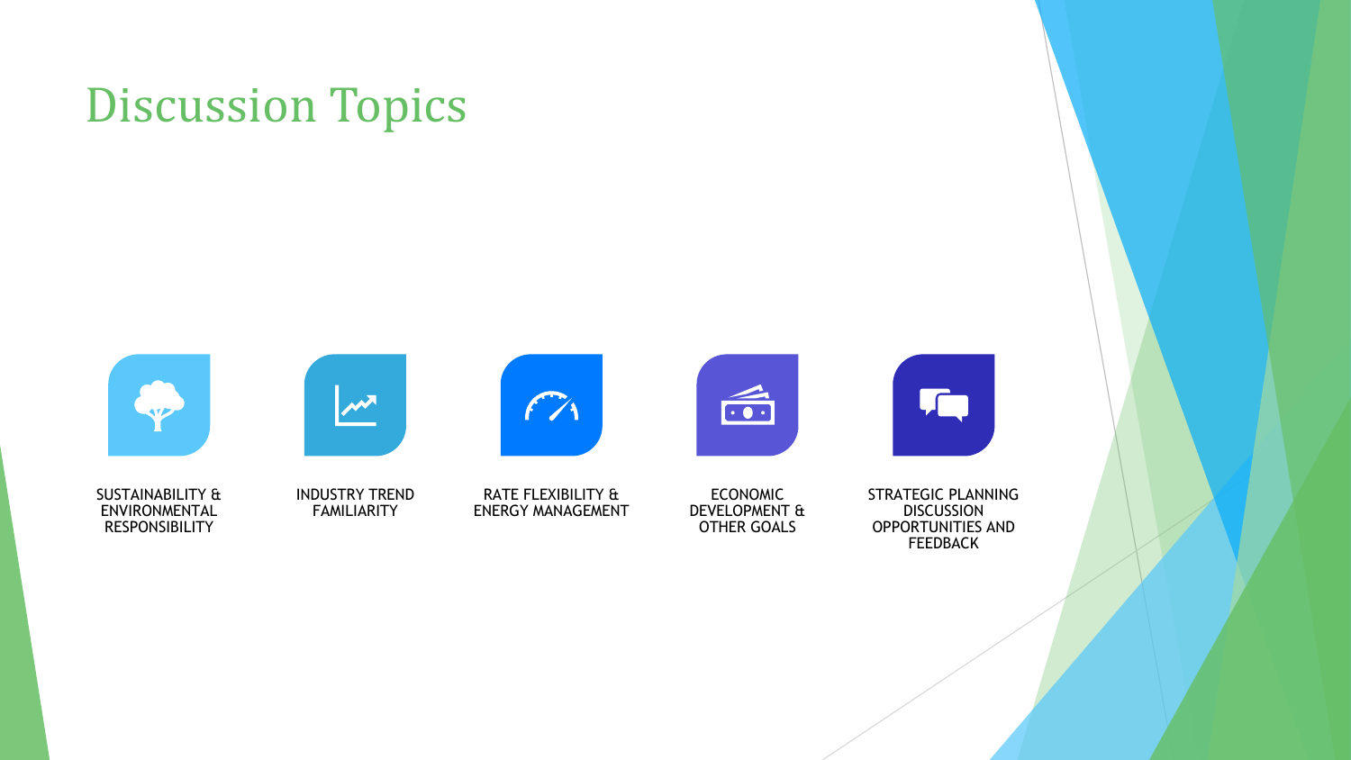# Discussion Topics

- SUSTAINABILITY & ENVIRONMENTAL RESPONSIBILITY
- INDUSTRY TREND FAMILIARITY
- RATE FLEXIBILITY & ENERGY MANAGEMENT
- ECONOMIC DEVELOPMENT & OTHER GOALS
- STRATEGIC PLANNING DISCUSSION OPPORTUNITIES AND FEEDBACK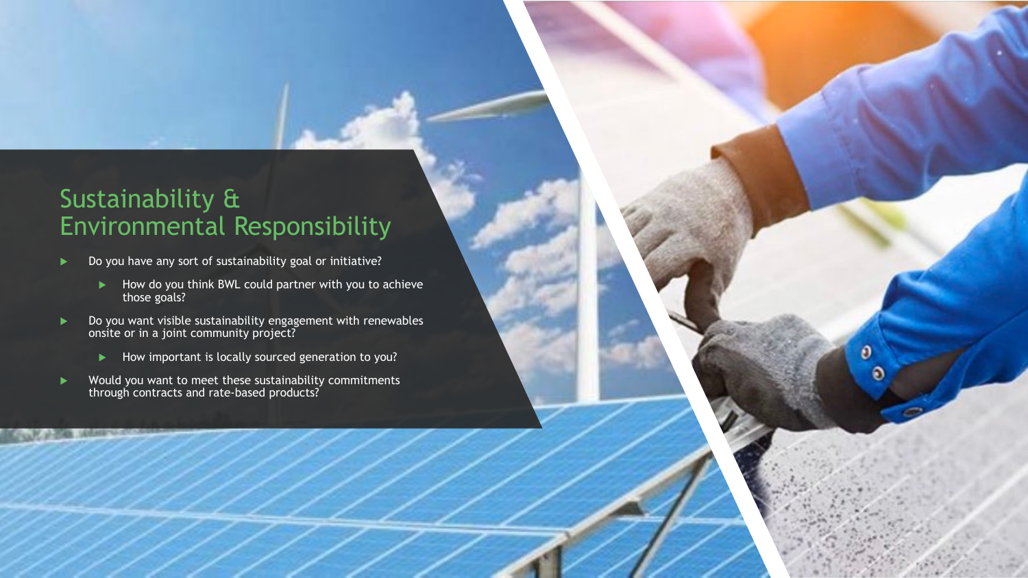# Sustainability & Environmental Responsibility

- Do you have any sort of sustainability goal or initiative?
  - How do you think BWL could partner with you to achieve those goals?
- Do you want visible sustainability engagement with renewables onsite or in a joint community project?
  - How important is locally sourced generation to you?
- Would you want to meet these sustainability commitments through contracts and rate-based products?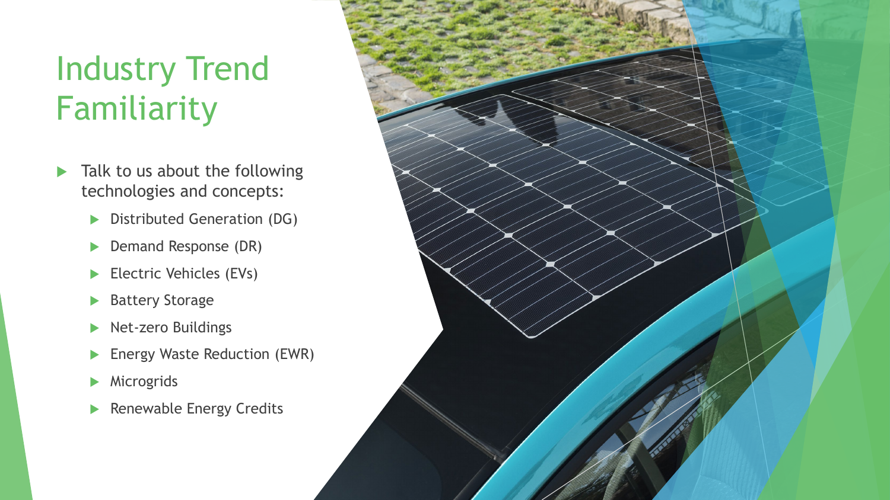# Industry Trend Familiarity

- Talk to us about the following technologies and concepts:
  - Distributed Generation (DG)
  - Demand Response (DR)
  - Electric Vehicles (EVs)
  - Battery Storage
  - Net-zero Buildings
  - Energy Waste Reduction (EWR)
  - Microgrids
  - Renewable Energy Credits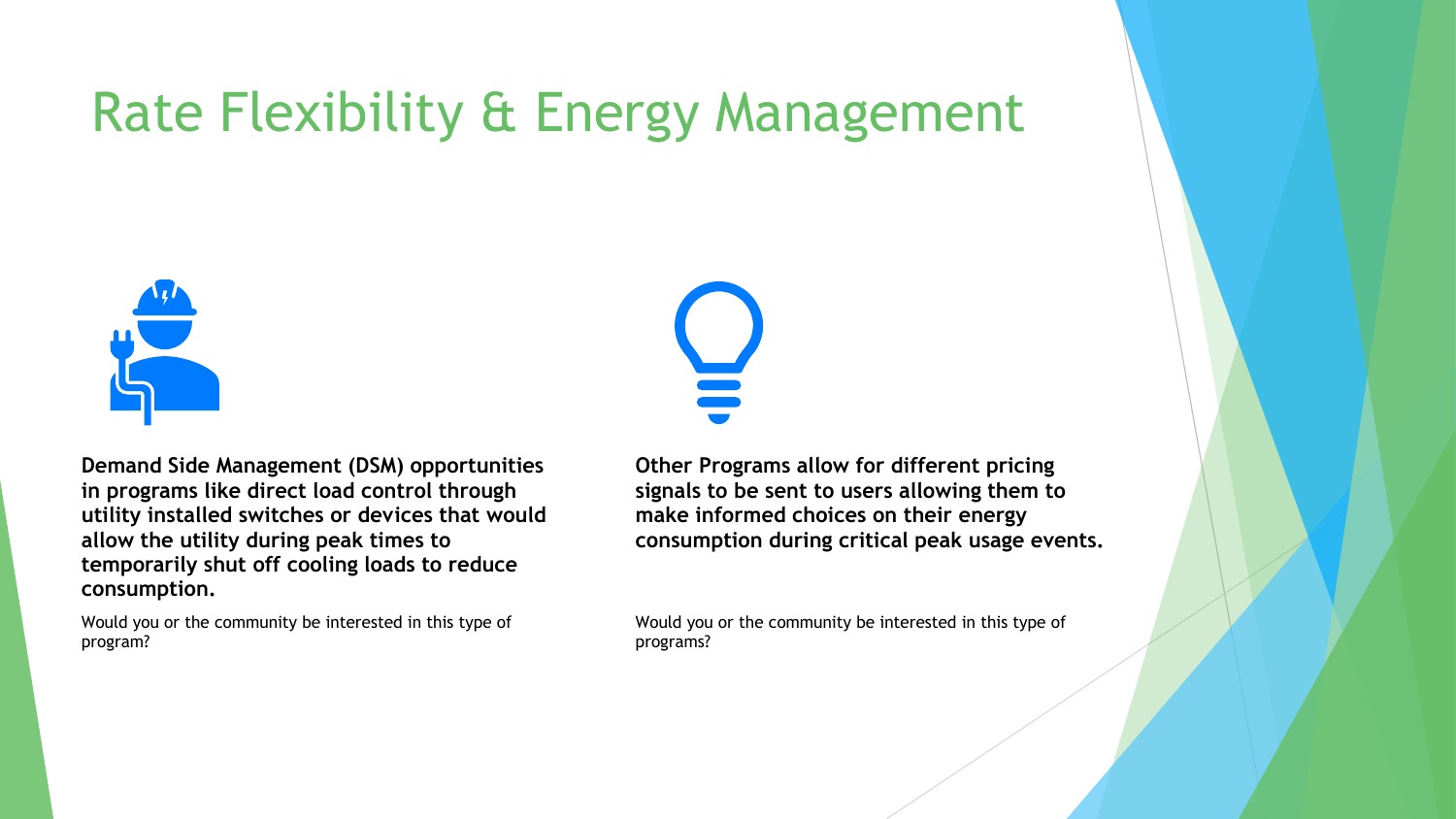# Rate Flexibility & Energy Management

**Demand Side Management (DSM) opportunities in programs like direct load control through utility installed switches or devices that would allow the utility during peak times to temporarily shut off cooling loads to reduce consumption.**

Would you or the community be interested in this type of program?

**Other Programs allow for different pricing signals to be sent to users allowing them to make informed choices on their energy consumption during critical peak usage events.**

Would you or the community be interested in this type of programs?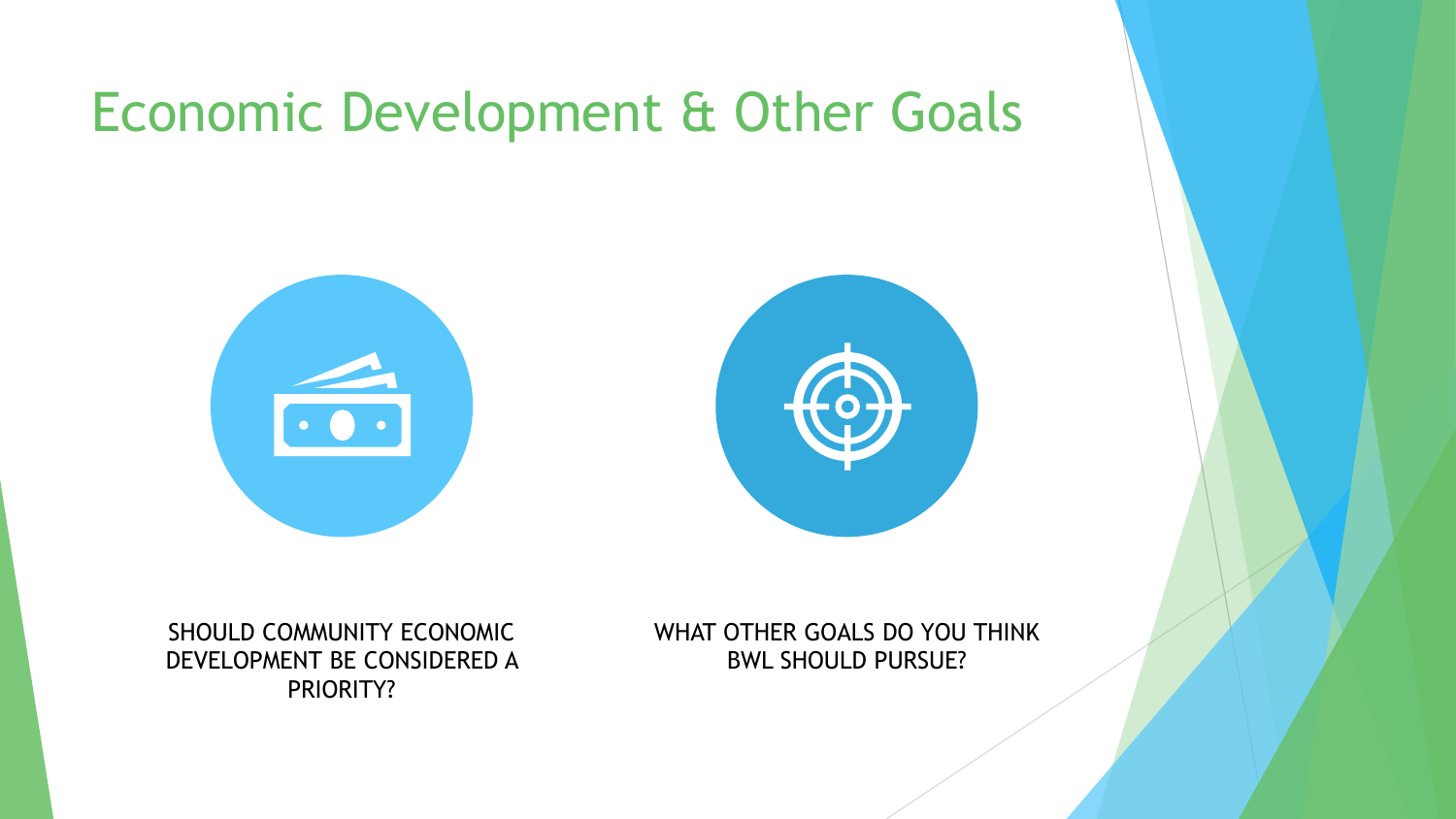# Economic Development & Other Goals

SHOULD COMMUNITY ECONOMIC DEVELOPMENT BE CONSIDERED A PRIORITY?

WHAT OTHER GOALS DO YOU THINK BWL SHOULD PURSUE?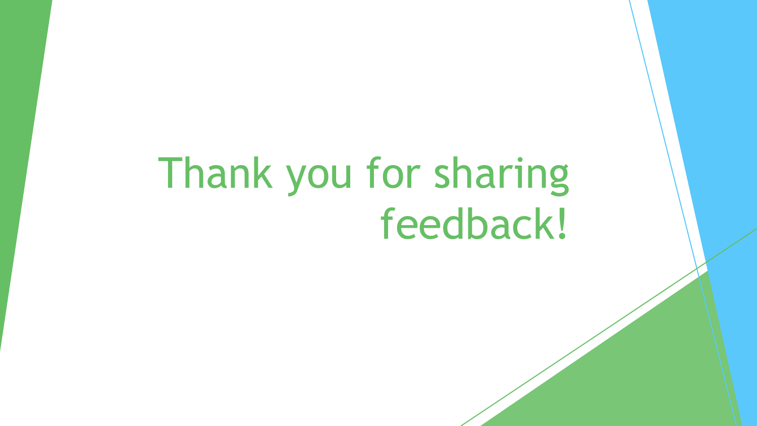# Thank you for sharing feedback!